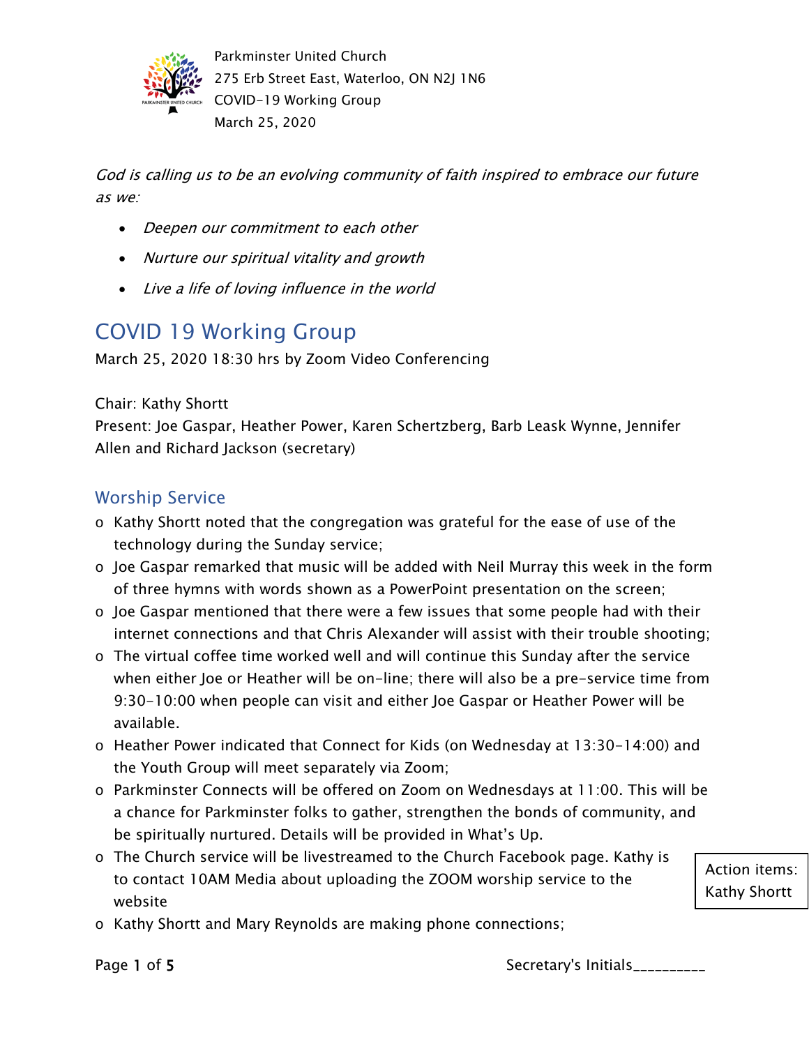Parkminster United Church
275 Erb Street East, Waterloo, ON N2J 1N6
COVID-19 Working Group
March 25, 2020

*God is calling us to be an evolving community of faith inspired to embrace our future as we:*

- *Deepen our commitment to each other*
- *Nurture our spiritual vitality and growth*
- *Live a life of loving influence in the world*

# COVID 19 Working Group

March 25, 2020 18:30 hrs by Zoom Video Conferencing

Chair: Kathy Shortt
Present: Joe Gaspar, Heather Power, Karen Schertzberg, Barb Leask Wynne, Jennifer Allen and Richard Jackson (secretary)

## Worship Service

- Kathy Shortt noted that the congregation was grateful for the ease of use of the technology during the Sunday service;
- Joe Gaspar remarked that music will be added with Neil Murray this week in the form of three hymns with words shown as a PowerPoint presentation on the screen;
- Joe Gaspar mentioned that there were a few issues that some people had with their internet connections and that Chris Alexander will assist with their trouble shooting;
- The virtual coffee time worked well and will continue this Sunday after the service when either Joe or Heather will be on-line; there will also be a pre-service time from 9:30-10:00 when people can visit and either Joe Gaspar or Heather Power will be available.
- Heather Power indicated that Connect for Kids (on Wednesday at 13:30-14:00) and the Youth Group will meet separately via Zoom;
- Parkminster Connects will be offered on Zoom on Wednesdays at 11:00. This will be a chance for Parkminster folks to gather, strengthen the bonds of community, and be spiritually nurtured. Details will be provided in What's Up.
- The Church service will be livestreamed to the Church Facebook page. Kathy is to contact 10AM Media about uploading the ZOOM worship service to the website

  Action items: Kathy Shortt
- Kathy Shortt and Mary Reynolds are making phone connections;

Secretary's Initials__________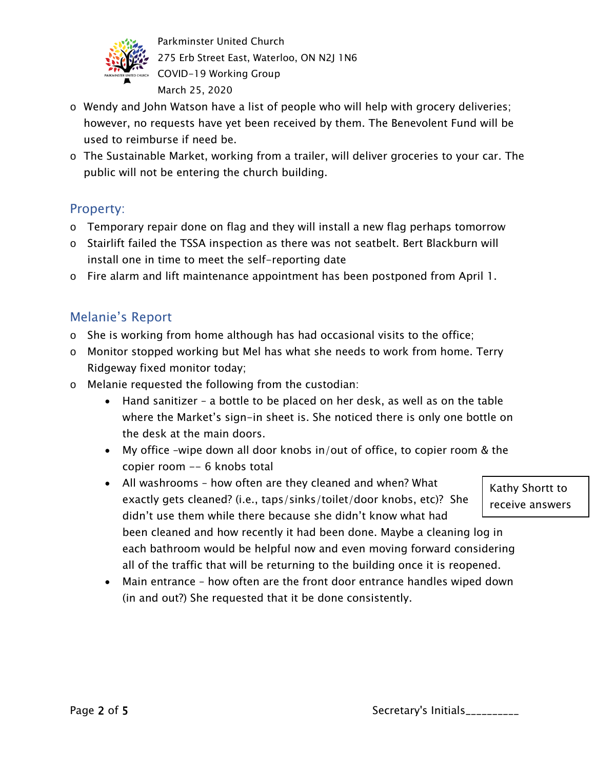- Wendy and John Watson have a list of people who will help with grocery deliveries; however, no requests have yet been received by them. The Benevolent Fund will be used to reimburse if need be.
- The Sustainable Market, working from a trailer, will deliver groceries to your car. The public will not be entering the church building.

## Property:

- Temporary repair done on flag and they will install a new flag perhaps tomorrow
- Stairlift failed the TSSA inspection as there was not seatbelt. Bert Blackburn will install one in time to meet the self-reporting date
- Fire alarm and lift maintenance appointment has been postponed from April 1.

## Melanie's Report

- She is working from home although has had occasional visits to the office;
- Monitor stopped working but Mel has what she needs to work from home. Terry Ridgeway fixed monitor today;
- Melanie requested the following from the custodian:
  - Hand sanitizer – a bottle to be placed on her desk, as well as on the table where the Market's sign-in sheet is. She noticed there is only one bottle on the desk at the main doors.
  - My office –wipe down all door knobs in/out of office, to copier room & the copier room -- 6 knobs total
  - All washrooms – how often are they cleaned and when? What exactly gets cleaned? (i.e., taps/sinks/toilet/door knobs, etc)? She didn't use them while there because she didn't know what had been cleaned and how recently it had been done. Maybe a cleaning log in each bathroom would be helpful now and even moving forward considering all of the traffic that will be returning to the building once it is reopened.

    Kathy Shortt to receive answers
  - Main entrance – how often are the front door entrance handles wiped down (in and out?) She requested that it be done consistently.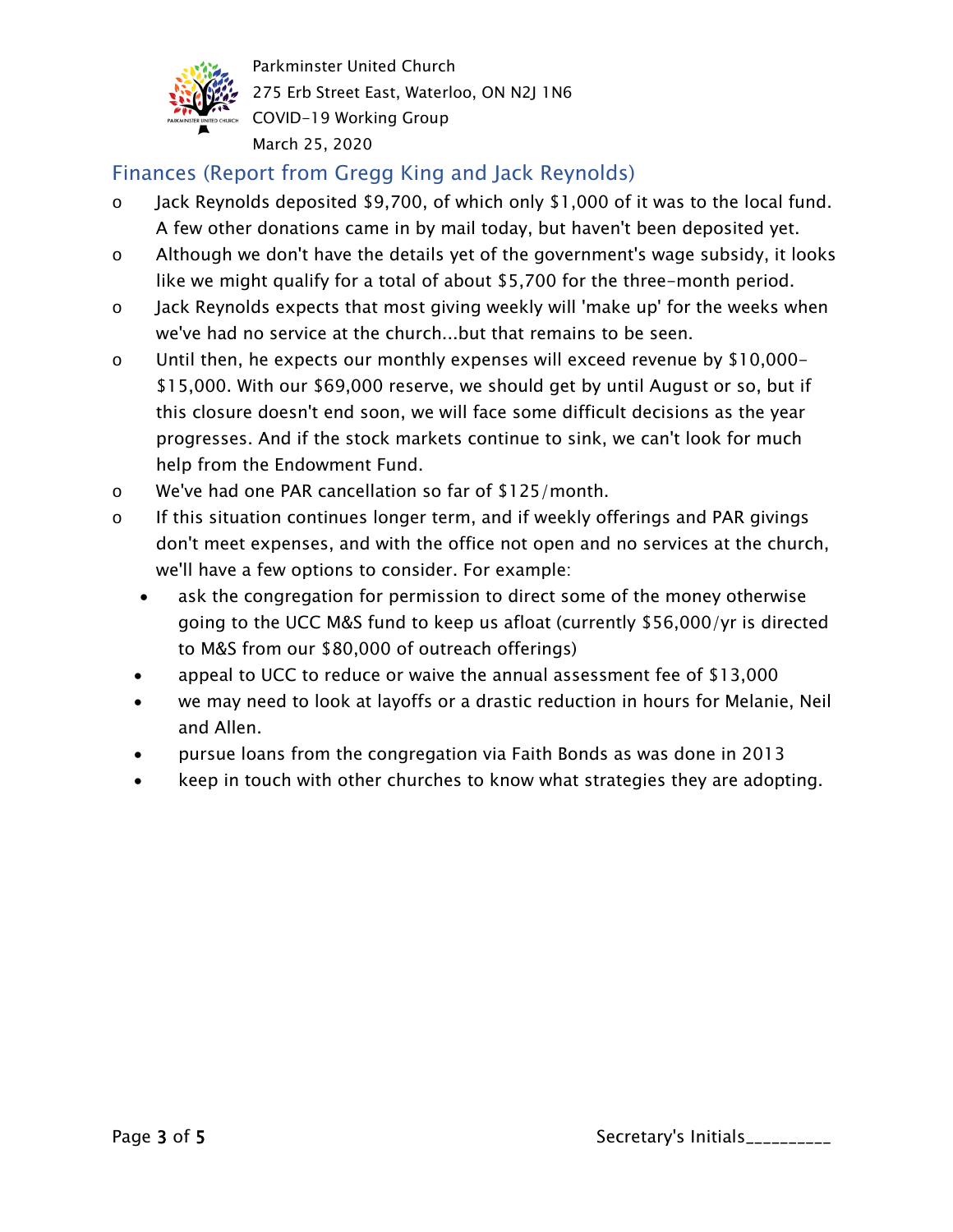Parkminster United Church
275 Erb Street East, Waterloo, ON N2J 1N6
COVID-19 Working Group
March 25, 2020

## Finances (Report from Gregg King and Jack Reynolds)

- Jack Reynolds deposited $9,700, of which only $1,000 of it was to the local fund. A few other donations came in by mail today, but haven't been deposited yet.
- Although we don't have the details yet of the government's wage subsidy, it looks like we might qualify for a total of about $5,700 for the three-month period.
- Jack Reynolds expects that most giving weekly will 'make up' for the weeks when we've had no service at the church...but that remains to be seen.
- Until then, he expects our monthly expenses will exceed revenue by $10,000-$15,000. With our $69,000 reserve, we should get by until August or so, but if this closure doesn't end soon, we will face some difficult decisions as the year progresses. And if the stock markets continue to sink, we can't look for much help from the Endowment Fund.
- We've had one PAR cancellation so far of $125/month.
- If this situation continues longer term, and if weekly offerings and PAR givings don't meet expenses, and with the office not open and no services at the church, we'll have a few options to consider. For example:
  - ask the congregation for permission to direct some of the money otherwise going to the UCC M&S fund to keep us afloat (currently $56,000/yr is directed to M&S from our $80,000 of outreach offerings)
  - appeal to UCC to reduce or waive the annual assessment fee of $13,000
  - we may need to look at layoffs or a drastic reduction in hours for Melanie, Neil and Allen.
  - pursue loans from the congregation via Faith Bonds as was done in 2013
  - keep in touch with other churches to know what strategies they are adopting.

Secretary's Initials__________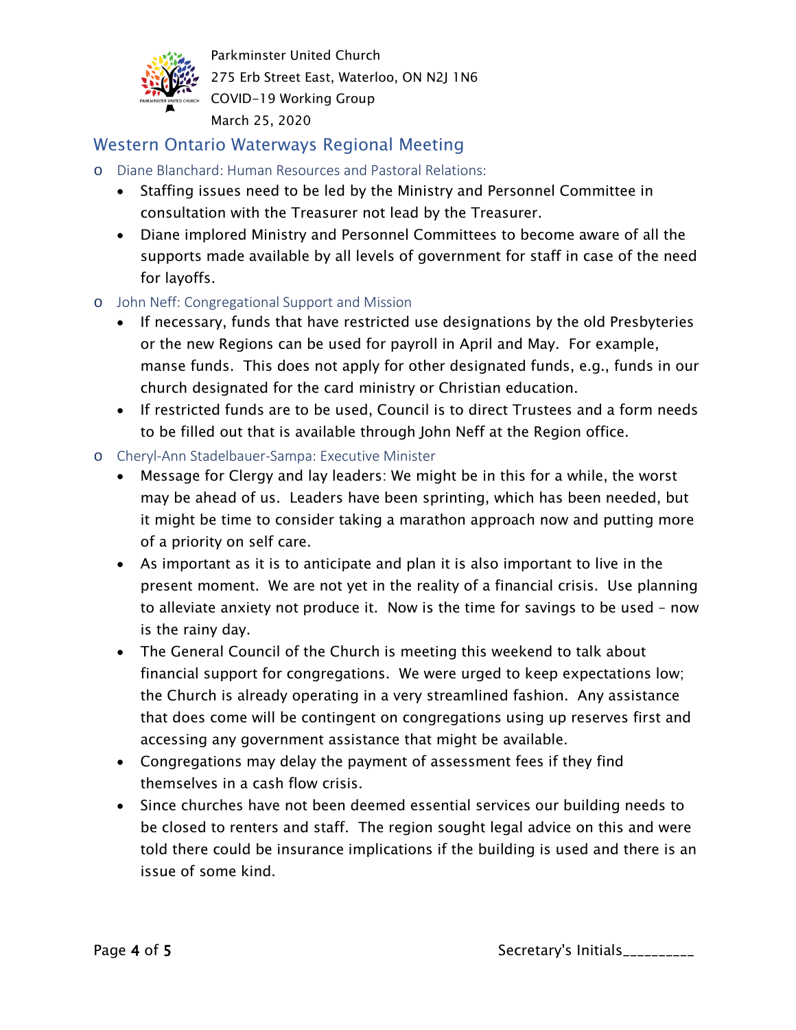Parkminster United Church
275 Erb Street East, Waterloo, ON N2J 1N6
COVID-19 Working Group
March 25, 2020

## Western Ontario Waterways Regional Meeting

- Diane Blanchard: Human Resources and Pastoral Relations:
  - Staffing issues need to be led by the Ministry and Personnel Committee in consultation with the Treasurer not lead by the Treasurer.
  - Diane implored Ministry and Personnel Committees to become aware of all the supports made available by all levels of government for staff in case of the need for layoffs.
- John Neff: Congregational Support and Mission
  - If necessary, funds that have restricted use designations by the old Presbyteries or the new Regions can be used for payroll in April and May. For example, manse funds. This does not apply for other designated funds, e.g., funds in our church designated for the card ministry or Christian education.
  - If restricted funds are to be used, Council is to direct Trustees and a form needs to be filled out that is available through John Neff at the Region office.
- Cheryl-Ann Stadelbauer-Sampa: Executive Minister
  - Message for Clergy and lay leaders: We might be in this for a while, the worst may be ahead of us. Leaders have been sprinting, which has been needed, but it might be time to consider taking a marathon approach now and putting more of a priority on self care.
  - As important as it is to anticipate and plan it is also important to live in the present moment. We are not yet in the reality of a financial crisis. Use planning to alleviate anxiety not produce it. Now is the time for savings to be used – now is the rainy day.
  - The General Council of the Church is meeting this weekend to talk about financial support for congregations. We were urged to keep expectations low; the Church is already operating in a very streamlined fashion. Any assistance that does come will be contingent on congregations using up reserves first and accessing any government assistance that might be available.
  - Congregations may delay the payment of assessment fees if they find themselves in a cash flow crisis.
  - Since churches have not been deemed essential services our building needs to be closed to renters and staff. The region sought legal advice on this and were told there could be insurance implications if the building is used and there is an issue of some kind.

Secretary's Initials__________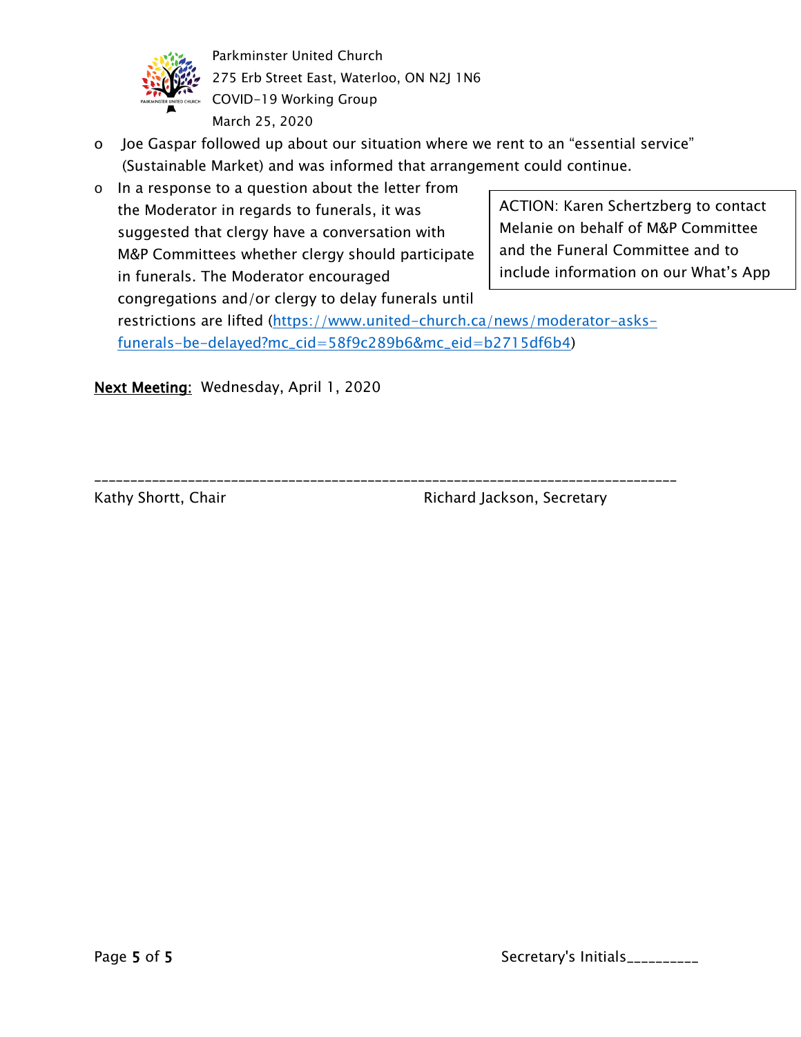- Joe Gaspar followed up about our situation where we rent to an "essential service" (Sustainable Market) and was informed that arrangement could continue.
- In a response to a question about the letter from the Moderator in regards to funerals, it was suggested that clergy have a conversation with M&P Committees whether clergy should participate in funerals. The Moderator encouraged congregations and/or clergy to delay funerals until restrictions are lifted ([https://www.united-church.ca/news/moderator-asks-funerals-be-delayed?mc_cid=58f9c289b6&mc_eid=b2715df6b4](https://www.united-church.ca/news/moderator-asks-funerals-be-delayed?mc_cid=58f9c289b6&mc_eid=b2715df6b4))

> ACTION: Karen Schertzberg to contact Melanie on behalf of M&P Committee and the Funeral Committee and to include information on our What's App

**Next Meeting:** Wednesday, April 1, 2020

\_\_\_\_\_\_\_\_\_\_\_\_\_\_\_\_\_\_\_\_\_\_\_\_\_\_\_\_\_\_\_\_\_\_\_\_\_\_\_\_\_\_\_\_\_\_\_\_\_\_\_\_\_\_\_\_\_\_\_\_\_\_\_\_\_\_\_\_\_\_\_\_\_\_\_\_

Kathy Shortt, Chair                                        Richard Jackson, Secretary

Secretary's Initials\_\_\_\_\_\_\_\_\_\_